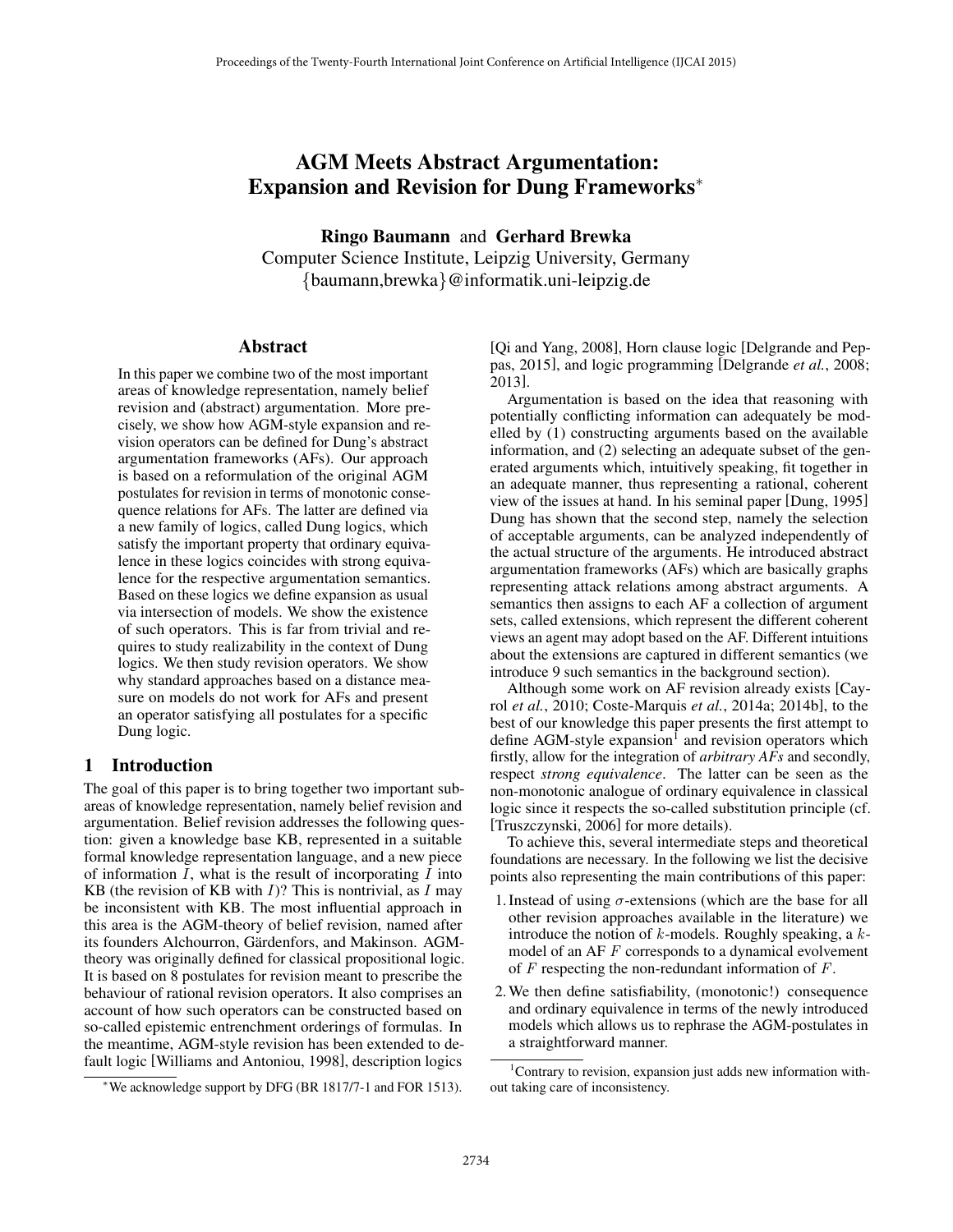# AGM Meets Abstract Argumentation: Expansion and Revision for Dung Frameworks*

**Ringo Baumann** and **Gerhard Brewka**
Computer Science Institute, Leipzig University, Germany
{baumann,brewka}@informatik.uni-leipzig.de

## Abstract

In this paper we combine two of the most important areas of knowledge representation, namely belief revision and (abstract) argumentation. More precisely, we show how AGM-style expansion and revision operators can be defined for Dung's abstract argumentation frameworks (AFs). Our approach is based on a reformulation of the original AGM postulates for revision in terms of monotonic consequence relations for AFs. The latter are defined via a new family of logics, called Dung logics, which satisfy the important property that ordinary equivalence in these logics coincides with strong equivalence for the respective argumentation semantics. Based on these logics we define expansion as usual via intersection of models. We show the existence of such operators. This is far from trivial and requires to study realizability in the context of Dung logics. We then study revision operators. We show why standard approaches based on a distance measure on models do not work for AFs and present an operator satisfying all postulates for a specific Dung logic.

## 1 Introduction

The goal of this paper is to bring together two important subareas of knowledge representation, namely belief revision and argumentation. Belief revision addresses the following question: given a knowledge base KB, represented in a suitable formal knowledge representation language, and a new piece of information $I$, what is the result of incorporating $I$ into KB (the revision of KB with $I$)? This is nontrivial, as $I$ may be inconsistent with KB. The most influential approach in this area is the AGM-theory of belief revision, named after its founders Alchourron, Gärdenfors, and Makinson. AGM-theory was originally defined for classical propositional logic. It is based on 8 postulates for revision meant to prescribe the behaviour of rational revision operators. It also comprises an account of how such operators can be constructed based on so-called epistemic entrenchment orderings of formulas. In the meantime, AGM-style revision has been extended to default logic [Williams and Antoniou, 1998], description logics [Qi and Yang, 2008], Horn clause logic [Delgrande and Peppas, 2015], and logic programming [Delgrande *et al.*, 2008; 2013].

Argumentation is based on the idea that reasoning with potentially conflicting information can adequately be modelled by (1) constructing arguments based on the available information, and (2) selecting an adequate subset of the generated arguments which, intuitively speaking, fit together in an adequate manner, thus representing a rational, coherent view of the issues at hand. In his seminal paper [Dung, 1995] Dung has shown that the second step, namely the selection of acceptable arguments, can be analyzed independently of the actual structure of the arguments. He introduced abstract argumentation frameworks (AFs) which are basically graphs representing attack relations among abstract arguments. A semantics then assigns to each AF a collection of argument sets, called extensions, which represent the different coherent views an agent may adopt based on the AF. Different intuitions about the extensions are captured in different semantics (we introduce 9 such semantics in the background section).

Although some work on AF revision already exists [Cayrol *et al.*, 2010; Coste-Marquis *et al.*, 2014a; 2014b], to the best of our knowledge this paper presents the first attempt to define AGM-style expansion[1] and revision operators which firstly, allow for the integration of *arbitrary AFs* and secondly, respect *strong equivalence*. The latter can be seen as the non-monotonic analogue of ordinary equivalence in classical logic since it respects the so-called substitution principle (cf. [Truszczynski, 2006] for more details).

To achieve this, several intermediate steps and theoretical foundations are necessary. In the following we list the decisive points also representing the main contributions of this paper:

1. Instead of using $\sigma$-extensions (which are the base for all other revision approaches available in the literature) we introduce the notion of $k$-models. Roughly speaking, a $k$-model of an AF $F$ corresponds to a dynamical evolvement of $F$ respecting the non-redundant information of $F$.
2. We then define satisfiability, (monotonic!) consequence and ordinary equivalence in terms of the newly introduced models which allows us to rephrase the AGM-postulates in a straightforward manner.

*We acknowledge support by DFG (BR 1817/7-1 and FOR 1513).

[1] Contrary to revision, expansion just adds new information without taking care of inconsistency.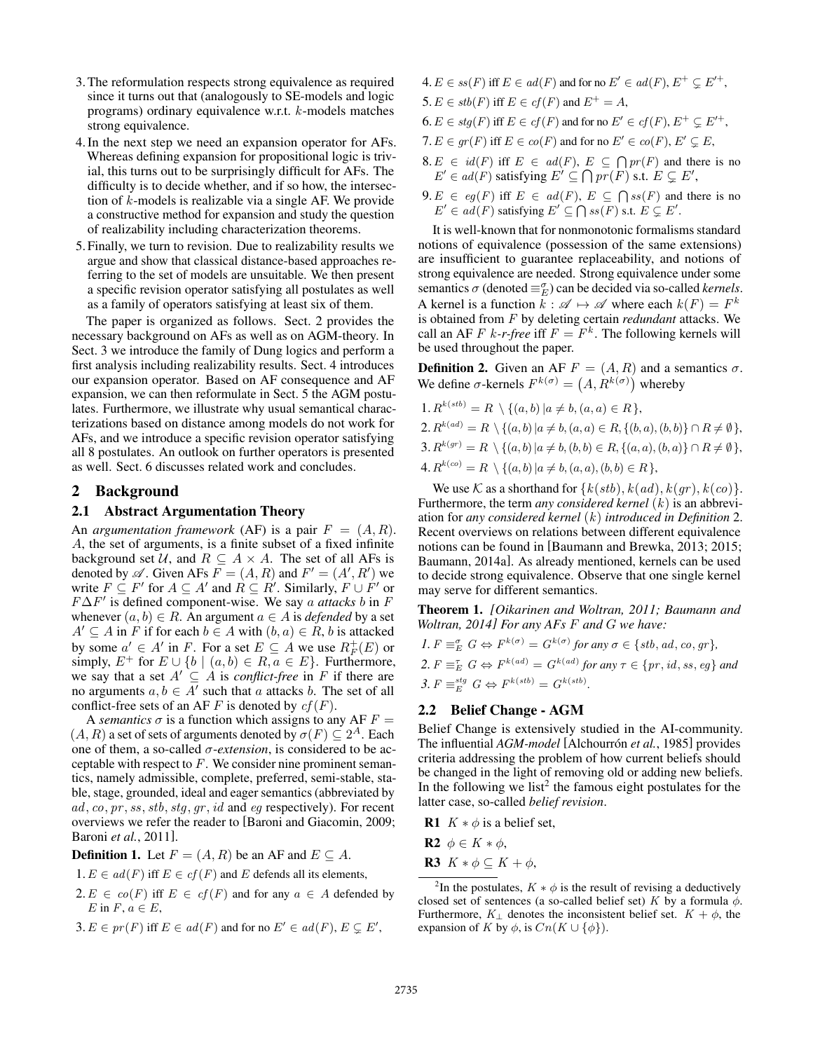3. The reformulation respects strong equivalence as required since it turns out that (analogously to SE-models and logic programs) ordinary equivalence w.r.t. $k$-models matches strong equivalence.
4. In the next step we need an expansion operator for AFs. Whereas defining expansion for propositional logic is trivial, this turns out to be surprisingly difficult for AFs. The difficulty is to decide whether, and if so how, the intersection of $k$-models is realizable via a single AF. We provide a constructive method for expansion and study the question of realizability including characterization theorems.
5. Finally, we turn to revision. Due to realizability results we argue and show that classical distance-based approaches referring to the set of models are unsuitable. We then present a specific revision operator satisfying all postulates as well as a family of operators satisfying at least six of them.

The paper is organized as follows. Sect. 2 provides the necessary background on AFs as well as on AGM-theory. In Sect. 3 we introduce the family of Dung logics and perform a first analysis including realizability results. Sect. 4 introduces our expansion operator. Based on AF consequence and AF expansion, we can then reformulate in Sect. 5 the AGM postulates. Furthermore, we illustrate why usual semantical characterizations based on distance among models do not work for AFs, and we introduce a specific revision operator satisfying all 8 postulates. An outlook on further operators is presented as well. Sect. 6 discusses related work and concludes.

## 2 Background

### 2.1 Abstract Argumentation Theory

An *argumentation framework* (AF) is a pair $F = (A, R)$. $A$, the set of arguments, is a finite subset of a fixed infinite background set $\mathcal{U}$, and $R \subseteq A \times A$. The set of all AFs is denoted by $\mathscr{A}$. Given AFs $F = (A, R)$ and $F' = (A', R')$ we write $F \subseteq F'$ for $A \subseteq A'$ and $R \subseteq R'$. Similarly, $F \cup F'$ or $F \Delta F'$ is defined component-wise. We say $a$ *attacks* $b$ in $F$ whenever $(a, b) \in R$. An argument $a \in A$ is *defended* by a set $A' \subseteq A$ in $F$ if for each $b \in A$ with $(b, a) \in R$, $b$ is attacked by some $a' \in A'$ in $F$. For a set $E \subseteq A$ we use $R_F^+(E)$ or simply, $E^+$ for $E \cup \{b \mid (a, b) \in R, a \in E\}$. Furthermore, we say that a set $A' \subseteq A$ is *conflict-free* in $F$ if there are no arguments $a, b \in A'$ such that $a$ attacks $b$. The set of all conflict-free sets of an AF $F$ is denoted by $cf(F)$.

A *semantics* $\sigma$ is a function which assigns to any AF $F = (A, R)$ a set of sets of arguments denoted by $\sigma(F) \subseteq 2^A$. Each one of them, a so-called *$\sigma$-extension*, is considered to be acceptable with respect to $F$. We consider nine prominent semantics, namely admissible, complete, preferred, semi-stable, stable, stage, grounded, ideal and eager semantics (abbreviated by $ad$, $co$, $pr$, $ss$, $stb$, $stg$, $gr$, $id$ and $eg$ respectively). For recent overviews we refer the reader to [Baroni and Giacomin, 2009; Baroni *et al.*, 2011].

**Definition 1.** Let $F = (A, R)$ be an AF and $E \subseteq A$.

1. $E \in ad(F)$ iff $E \in cf(F)$ and $E$ defends all its elements,
2. $E \in co(F)$ iff $E \in cf(F)$ and for any $a \in A$ defended by $E$ in $F$, $a \in E$,
3. $E \in pr(F)$ iff $E \in ad(F)$ and for no $E' \in ad(F)$, $E \subsetneq E'$,
4. $E \in ss(F)$ iff $E \in ad(F)$ and for no $E' \in ad(F)$, $E^+ \subsetneq E'^+$,
5. $E \in stb(F)$ iff $E \in cf(F)$ and $E^+ = A$,
6. $E \in stg(F)$ iff $E \in cf(F)$ and for no $E' \in cf(F)$, $E^+ \subsetneq E'^+$,
7. $E \in gr(F)$ iff $E \in co(F)$ and for no $E' \in co(F)$, $E' \subsetneq E$,
8. $E \in id(F)$ iff $E \in ad(F)$, $E \subseteq \bigcap pr(F)$ and there is no $E' \in ad(F)$ satisfying $E' \subseteq \bigcap pr(F)$ s.t. $E \subsetneq E'$,
9. $E \in eg(F)$ iff $E \in ad(F)$, $E \subseteq \bigcap ss(F)$ and there is no $E' \in ad(F)$ satisfying $E' \subseteq \bigcap ss(F)$ s.t. $E \subsetneq E'$.

It is well-known that for nonmonotonic formalisms standard notions of equivalence (possession of the same extensions) are insufficient to guarantee replaceability, and notions of strong equivalence are needed. Strong equivalence under some semantics $\sigma$ (denoted $\equiv_E^\sigma$) can be decided via so-called *kernels*. A kernel is a function $k : \mathscr{A} \mapsto \mathscr{A}$ where each $k(F) = F^k$ is obtained from $F$ by deleting certain *redundant* attacks. We call an AF $F$ *$k$-r-free* iff $F = F^k$. The following kernels will be used throughout the paper.

**Definition 2.** Given an AF $F = (A, R)$ and a semantics $\sigma$. We define $\sigma$-kernels $F^{k(\sigma)} = \left(A, R^{k(\sigma)}\right)$ whereby

1. $R^{k(stb)} = R \setminus \{(a, b) \mid a \neq b, (a, a) \in R\}$,
2. $R^{k(ad)} = R \setminus \{(a, b) \mid a \neq b, (a, a) \in R, \{(b, a), (b, b)\} \cap R \neq \emptyset\}$,
3. $R^{k(gr)} = R \setminus \{(a, b) \mid a \neq b, (b, b) \in R, \{(a, a), (b, a)\} \cap R \neq \emptyset\}$,
4. $R^{k(co)} = R \setminus \{(a, b) \mid a \neq b, (a, a), (b, b) \in R\}$,

We use $\mathcal{K}$ as a shorthand for $\{k(stb), k(ad), k(gr), k(co)\}$. Furthermore, the term *any considered kernel* $(k)$ is an abbreviation for *any considered kernel* $(k)$ *introduced in Definition* 2. Recent overviews on relations between different equivalence notions can be found in [Baumann and Brewka, 2013; 2015; Baumann, 2014a]. As already mentioned, kernels can be used to decide strong equivalence. Observe that one single kernel may serve for different semantics.

**Theorem 1.** *[Oikarinen and Woltran, 2011; Baumann and Woltran, 2014] For any AFs $F$ and $G$ we have:*

1. $F \equiv_E^\sigma G \Leftrightarrow F^{k(\sigma)} = G^{k(\sigma)}$ *for any* $\sigma \in \{stb, ad, co, gr\}$,
2. $F \equiv_E^\tau G \Leftrightarrow F^{k(ad)} = G^{k(ad)}$ *for any* $\tau \in \{pr, id, ss, eg\}$ *and*
3. $F \equiv_E^{stg} G \Leftrightarrow F^{k(stb)} = G^{k(stb)}$.

### 2.2 Belief Change - AGM

Belief Change is extensively studied in the AI-community. The influential *AGM-model* [Alchourrón *et al.*, 1985] provides criteria addressing the problem of how current beliefs should be changed in the light of removing old or adding new beliefs. In the following we list[2] the famous eight postulates for the latter case, so-called *belief revision*.

**R1** $K * \phi$ is a belief set,

**R2** $\phi \in K * \phi$,

**R3** $K * \phi \subseteq K + \phi$,

[2] In the postulates, $K * \phi$ is the result of revising a deductively closed set of sentences (a so-called belief set) $K$ by a formula $\phi$. Furthermore, $K_\perp$ denotes the inconsistent belief set. $K + \phi$, the expansion of $K$ by $\phi$, is $Cn(K \cup \{\phi\})$.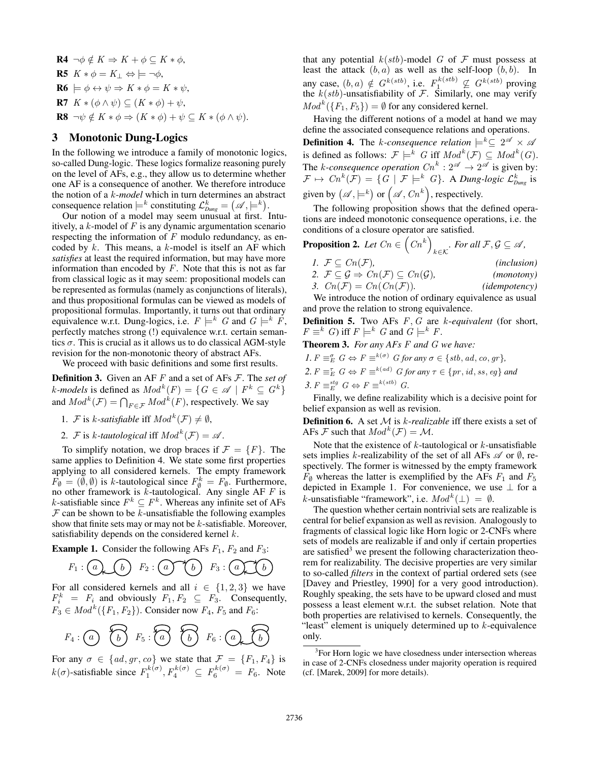**R4** $\neg\phi \notin K \Rightarrow K + \phi \subseteq K * \phi$,

**R5** $K * \phi = K_\perp \Leftrightarrow \models \neg\phi$,

**R6** $\models \phi \leftrightarrow \psi \Rightarrow K * \phi = K * \psi$,

**R7** $K * (\phi \wedge \psi) \subseteq (K * \phi) + \psi$,

**R8** $\neg\psi \notin K * \phi \Rightarrow (K * \phi) + \psi \subseteq K * (\phi \wedge \psi)$.

## 3 Monotonic Dung-Logics

In the following we introduce a family of monotonic logics, so-called Dung-logic. These logics formalize reasoning purely on the level of AFs, e.g., they allow us to determine whether one AF is a consequence of another. We therefore introduce the notion of a $k$-*model* which in turn determines an abstract consequence relation $\models^k$ constituting $\mathcal{L}^k_{Dung} = (\mathscr{A}, \models^k)$.

Our notion of a model may seem unusual at first. Intuitively, a $k$-model of $F$ is any dynamic argumentation scenario respecting the information of $F$ modulo redundancy, as encoded by $k$. This means, a $k$-model is itself an AF which *satisfies* at least the required information, but may have more information than encoded by $F$. Note that this is not as far from classical logic as it may seem: propositional models can be represented as formulas (namely as conjunctions of literals), and thus propositional formulas can be viewed as models of propositional formulas. Importantly, it turns out that ordinary equivalence w.r.t. Dung-logics, i.e. $F \models^k G$ and $G \models^k F$, perfectly matches strong (!) equivalence w.r.t. certain semantics $\sigma$. This is crucial as it allows us to do classical AGM-style revision for the non-monotonic theory of abstract AFs.

We proceed with basic definitions and some first results.

**Definition 3.** Given an AF $F$ and a set of AFs $\mathcal{F}$. The *set of $k$-models* is defined as $Mod^k(F) = \{G \in \mathscr{A} \mid F^k \subseteq G^k\}$ and $Mod^k(\mathcal{F}) = \bigcap_{F \in \mathcal{F}} Mod^k(F)$, respectively. We say

1. $\mathcal{F}$ is $k$-*satisfiable* iff $Mod^k(\mathcal{F}) \neq \emptyset$,
2. $\mathcal{F}$ is $k$-*tautological* iff $Mod^k(\mathcal{F}) = \mathscr{A}$.

To simplify notation, we drop braces if $\mathcal{F} = \{F\}$. The same applies to Definition 4. We state some first properties applying to all considered kernels. The empty framework $F_\emptyset = (\emptyset, \emptyset)$ is $k$-tautological since $F^k_\emptyset = F_\emptyset$. Furthermore, no other framework is $k$-tautological. Any single AF $F$ is $k$-satisfiable since $F^k \subseteq F^k$. Whereas any infinite set of AFs $\mathcal{F}$ can be shown to be $k$-unsatisfiable the following examples show that finite sets may or may not be $k$-satisfiable. Moreover, satisfiability depends on the considered kernel $k$.

**Example 1.** Consider the following AFs $F_1$, $F_2$ and $F_3$:

$F_1$ : (a) ← (b) $F_2$ : (a) → (b) $F_3$ : (a) ⇄ (b)

For all considered kernels and all $i \in \{1, 2, 3\}$ we have $F^k_i = F_i$ and obviously $F_1, F_2 \subseteq F_3$. Consequently, $F_3 \in Mod^k(\{F_1, F_2\})$. Consider now $F_4$, $F_5$ and $F_6$:

$F_4$ : (a) (b)⟲ $F_5$ : (a)⟲ (b)⟲ $F_6$ : (a) ← (b)⟲

For any $\sigma \in \{ad, gr, co\}$ we state that $\mathcal{F} = \{F_1, F_4\}$ is $k(\sigma)$-satisfiable since $F^{k(\sigma)}_1, F^{k(\sigma)}_4 \subseteq F^{k(\sigma)}_6 = F_6$. Note that any potential $k(stb)$-model $G$ of $\mathcal{F}$ must possess at least the attack $(b, a)$ as well as the self-loop $(b, b)$. In any case, $(b, a) \notin G^{k(stb)}$, i.e. $F^{k(stb)}_1 \not\subseteq G^{k(stb)}$ proving the $k(stb)$-unsatisfiability of $\mathcal{F}$. Similarly, one may verify $Mod^k(\{F_1, F_5\}) = \emptyset$ for any considered kernel.

Having the different notions of a model at hand we may define the associated consequence relations and operations.

**Definition 4.** The $k$-*consequence relation* $\models^k \subseteq 2^{\mathscr{A}} \times \mathscr{A}$ is defined as follows: $\mathcal{F} \models^k G$ iff $Mod^k(\mathcal{F}) \subseteq Mod^k(G)$. The $k$-*consequence operation* $Cn^k : 2^{\mathscr{A}} \to 2^{\mathscr{A}}$ is given by: $\mathcal{F} \mapsto Cn^k(\mathcal{F}) = \{G \mid \mathcal{F} \models^k G\}$. A *Dung-logic* $\mathcal{L}^k_{Dung}$ is given by $(\mathscr{A}, \models^k)$ or $(\mathscr{A}, Cn^k)$, respectively.

The following proposition shows that the defined operations are indeed monotonic consequence operations, i.e. the conditions of a closure operator are satisfied.

**Proposition 2.** *Let* $Cn \in \left(Cn^k\right)_{k \in \mathcal{K}}$. *For all* $\mathcal{F}, \mathcal{G} \subseteq \mathscr{A}$,

1. $\mathcal{F} \subseteq Cn(\mathcal{F})$, *(inclusion)*
2. $\mathcal{F} \subseteq \mathcal{G} \Rightarrow Cn(\mathcal{F}) \subseteq Cn(\mathcal{G})$, *(monotony)*
3. $Cn(\mathcal{F}) = Cn(Cn(\mathcal{F}))$. *(idempotency)*

We introduce the notion of ordinary equivalence as usual and prove the relation to strong equivalence.

**Definition 5.** Two AFs $F, G$ are $k$-*equivalent* (for short, $F \equiv^k G$) iff $F \models^k G$ and $G \models^k F$.

**Theorem 3.** *For any AFs $F$ and $G$ we have:*

*1.* $F \equiv^\sigma_E G \Leftrightarrow F \equiv^{k(\sigma)} G$ *for any* $\sigma \in \{stb, ad, co, gr\}$,

*2.* $F \equiv^\tau_E G \Leftrightarrow F \equiv^{k(ad)} G$ *for any* $\tau \in \{pr, id, ss, eg\}$ *and*

*3.* $F \equiv^{stg}_E G \Leftrightarrow F \equiv^{k(stb)} G$.

Finally, we define realizability which is a decisive point for belief expansion as well as revision.

**Definition 6.** A set $\mathcal{M}$ is $k$-*realizable* iff there exists a set of AFs $\mathcal{F}$ such that $Mod^k(\mathcal{F}) = \mathcal{M}$.

Note that the existence of $k$-tautological or $k$-unsatisfiable sets implies $k$-realizability of the set of all AFs $\mathscr{A}$ or $\emptyset$, respectively. The former is witnessed by the empty framework $F_\emptyset$ whereas the latter is exemplified by the AFs $F_1$ and $F_5$ depicted in Example 1. For convenience, we use $\perp$ for a $k$-unsatisfiable "framework", i.e. $Mod^k(\perp) = \emptyset$.

The question whether certain nontrivial sets are realizable is central for belief expansion as well as revision. Analogously to fragments of classical logic like Horn logic or 2-CNFs where sets of models are realizable if and only if certain properties are satisfied[3] we present the following characterization theorem for realizability. The decisive properties are very similar to so-called *filters* in the context of partial ordered sets (see [Davey and Priestley, 1990] for a very good introduction). Roughly speaking, the sets have to be upward closed and must possess a least element w.r.t. the subset relation. Note that both properties are relativised to kernels. Consequently, the "least" element is uniquely determined up to $k$-equivalence only.

[3] For Horn logic we have closedness under intersection whereas in case of 2-CNFs closedness under majority operation is required (cf. [Marek, 2009] for more details).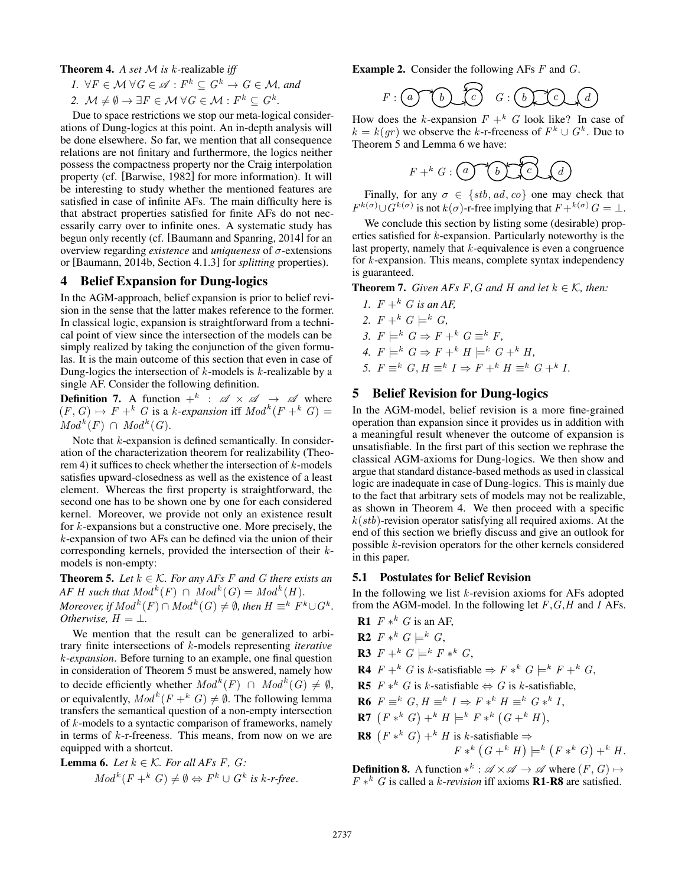**Theorem 4.** *A set $\mathcal{M}$ is k-realizable iff*

1. $\forall F \in \mathcal{M}\ \forall G \in \mathscr{A} : F^k \subseteq G^k \rightarrow G \in \mathcal{M}$, *and*
2. $\mathcal{M} \neq \emptyset \rightarrow \exists F \in \mathcal{M}\ \forall G \in \mathcal{M} : F^k \subseteq G^k$.

Due to space restrictions we stop our meta-logical considerations of Dung-logics at this point. An in-depth analysis will be done elsewhere. So far, we mention that all consequence relations are not finitary and furthermore, the logics neither possess the compactness property nor the Craig interpolation property (cf. [Barwise, 1982] for more information). It will be interesting to study whether the mentioned features are satisfied in case of infinite AFs. The main difficulty here is that abstract properties satisfied for finite AFs do not necessarily carry over to infinite ones. A systematic study has begun only recently (cf. [Baumann and Spanring, 2014] for an overview regarding *existence* and *uniqueness* of $\sigma$-extensions or [Baumann, 2014b, Section 4.1.3] for *splitting* properties).

# 4 Belief Expansion for Dung-logics

In the AGM-approach, belief expansion is prior to belief revision in the sense that the latter makes reference to the former. In classical logic, expansion is straightforward from a technical point of view since the intersection of the models can be simply realized by taking the conjunction of the given formulas. It is the main outcome of this section that even in case of Dung-logics the intersection of $k$-models is $k$-realizable by a single AF. Consider the following definition.

**Definition 7.** A function $+^k : \mathscr{A} \times \mathscr{A} \rightarrow \mathscr{A}$ where $(F, G) \mapsto F +^k G$ is a *k-expansion* iff $Mod^k(F +^k G) = Mod^k(F) \cap Mod^k(G)$.

Note that $k$-expansion is defined semantically. In consideration of the characterization theorem for realizability (Theorem 4) it suffices to check whether the intersection of $k$-models satisfies upward-closedness as well as the existence of a least element. Whereas the first property is straightforward, the second one has to be shown one by one for each considered kernel. Moreover, we provide not only an existence result for $k$-expansions but a constructive one. More precisely, the $k$-expansion of two AFs can be defined via the union of their corresponding kernels, provided the intersection of their $k$-models is non-empty:

**Theorem 5.** *Let $k \in \mathcal{K}$. For any AFs F and G there exists an AF H such that $Mod^k(F) \cap Mod^k(G) = Mod^k(H)$. Moreover, if $Mod^k(F) \cap Mod^k(G) \neq \emptyset$, then $H \equiv^k F^k \cup G^k$. Otherwise, $H = \bot$.*

We mention that the result can be generalized to arbitrary finite intersections of $k$-models representing *iterative* $k$*-expansion*. Before turning to an example, one final question in consideration of Theorem 5 must be answered, namely how to decide efficiently whether $Mod^k(F) \cap Mod^k(G) \neq \emptyset$, or equivalently, $Mod^k(F +^k G) \neq \emptyset$. The following lemma transfers the semantical question of a non-empty intersection of $k$-models to a syntactic comparison of frameworks, namely in terms of $k$-r-freeness. This means, from now on we are equipped with a shortcut.

**Lemma 6.** *Let $k \in \mathcal{K}$. For all AFs F, G:*

$$Mod^k(F +^k G) \neq \emptyset \Leftrightarrow F^k \cup G^k \text{ is } k\text{-r-free}.$$

**Example 2.** Consider the following AFs $F$ and $G$.

$F$ : (a) → (b) → (c) ⟲ $G$ : (b) → (c) → (d)

How does the $k$-expansion $F +^k G$ look like? In case of $k = k(gr)$ we observe the $k$-r-freeness of $F^k \cup G^k$. Due to Theorem 5 and Lemma 6 we have:

$F +^k G$ : (a) → (b) ⇄ (c) ⟲ → (d)

Finally, for any $\sigma \in \{stb, ad, co\}$ one may check that $F^{k(\sigma)} \cup G^{k(\sigma)}$ is not $k(\sigma)$-r-free implying that $F +^{k(\sigma)} G = \bot$.

We conclude this section by listing some (desirable) properties satisfied for $k$-expansion. Particularly noteworthy is the last property, namely that $k$-equivalence is even a congruence for $k$-expansion. This means, complete syntax independency is guaranteed.

**Theorem 7.** *Given AFs F, G and H and let $k \in \mathcal{K}$, then:*

1. $F +^k G$ *is an AF,*
2. $F +^k G \models^k G$,
3. $F \models^k G \Rightarrow F +^k G \equiv^k F$,
4. $F \models^k G \Rightarrow F +^k H \models^k G +^k H$,
5. $F \equiv^k G, H \equiv^k I \Rightarrow F +^k H \equiv^k G +^k I$.

# 5 Belief Revision for Dung-logics

In the AGM-model, belief revision is a more fine-grained operation than expansion since it provides us in addition with a meaningful result whenever the outcome of expansion is unsatisfiable. In the first part of this section we rephrase the classical AGM-axioms for Dung-logics. We then show and argue that standard distance-based methods as used in classical logic are inadequate in case of Dung-logics. This is mainly due to the fact that arbitrary sets of models may not be realizable, as shown in Theorem 4. We then proceed with a specific $k(stb)$-revision operator satisfying all required axioms. At the end of this section we briefly discuss and give an outlook for possible $k$-revision operators for the other kernels considered in this paper.

## 5.1 Postulates for Belief Revision

In the following we list $k$-revision axioms for AFs adopted from the AGM-model. In the following let $F$, $G$, $H$ and $I$ AFs.

**R1** $F *^k G$ is an AF,

**R2** $F *^k G \models^k G$,

**R3** $F +^k G \models^k F *^k G$,

**R4** $F +^k G$ is $k$-satisfiable $\Rightarrow F *^k G \models^k F +^k G$,

**R5** $F *^k G$ is $k$-satisfiable $\Leftrightarrow G$ is $k$-satisfiable,

**R6** $F \equiv^k G, H \equiv^k I \Rightarrow F *^k H \equiv^k G *^k I$,

**R7** $(F *^k G) +^k H \models^k F *^k (G +^k H)$,

**R8** $(F *^k G) +^k H$ is $k$-satisfiable $\Rightarrow$
$$F *^k (G +^k H) \models^k (F *^k G) +^k H.$$

**Definition 8.** A function $*^k : \mathscr{A} \times \mathscr{A} \rightarrow \mathscr{A}$ where $(F, G) \mapsto F *^k G$ is called a *k-revision* iff axioms **R1**-**R8** are satisfied.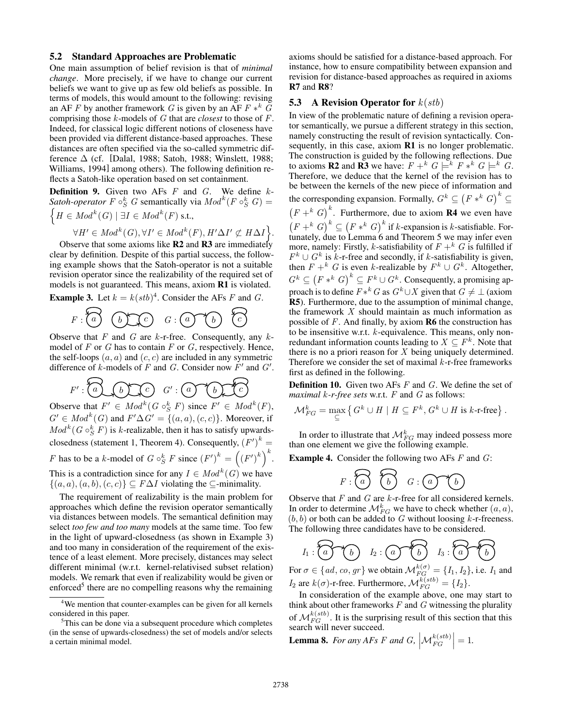### 5.2 Standard Approaches are Problematic

One main assumption of belief revision is that of *minimal change*. More precisely, if we have to change our current beliefs we want to give up as few old beliefs as possible. In terms of models, this would amount to the following: revising an AF $F$ by another framework $G$ is given by an AF $F *^k G$ comprising those $k$-models of $G$ that are *closest* to those of $F$. Indeed, for classical logic different notions of closeness have been provided via different distance-based approaches. These distances are often specified via the so-called symmetric difference $\Delta$ (cf. [Dalal, 1988; Satoh, 1988; Winslett, 1988; Williams, 1994] among others). The following definition reflects a Satoh-like operation based on set containment.

**Definition 9.** Given two AFs $F$ and $G$. We define *$k$-Satoh-operator* $F \circ_S^k G$ semantically via $Mod^k(F \circ_S^k G) = \Big\{ H \in Mod^k(G) \mid \exists I \in Mod^k(F) \text{ s.t.,}$

$$\forall H' \in Mod^k(G), \forall I' \in Mod^k(F), H'\Delta I' \not\subset H\Delta I \Big\}.$$

Observe that some axioms like **R2** and **R3** are immediately clear by definition. Despite of this partial success, the following example shows that the Satoh-operator is not a suitable revision operator since the realizability of the required set of models is not guaranteed. This means, axiom **R1** is violated.

**Example 3.** Let $k = k(stb)$[4]. Consider the AFs $F$ and $G$.

$F$ : $a$ (self-loop), $b \to c$ $\quad G$ : $a \to b$, $c$ (self-loop)

Observe that $F$ and $G$ are $k$-r-free. Consequently, any $k$-model of $F$ or $G$ has to contain $F$ or $G$, respectively. Hence, the self-loops $(a, a)$ and $(c, c)$ are included in any symmetric difference of $k$-models of $F$ and $G$. Consider now $F'$ and $G'$.

$F'$ : $a$ (self-loop), $a \to b$, $b \to c$ $\quad G'$ : $a \to b$, $b \to c$, $c$ (self-loop)

Observe that $F' \in Mod^k(G \circ_S^k F)$ since $F' \in Mod^k(F)$, $G' \in Mod^k(G)$ and $F'\Delta G' = \{(a,a),(c,c)\}$. Moreover, if $Mod^k(G \circ_S^k F)$ is $k$-realizable, then it has to satisfy upwards-closedness (statement 1, Theorem 4). Consequently, $(F')^k = F$ has to be a $k$-model of $G \circ_S^k F$ since $(F')^k = \left((F')^k\right)^k$. This is a contradiction since for any $I \in Mod^k(G)$ we have $\{(a,a),(a,b),(c,c)\} \subseteq F\Delta I$ violating the $\subseteq$-minimality.

The requirement of realizability is the main problem for approaches which define the revision operator semantically via distances between models. The semantical definition may select *too few and too many* models at the same time. Too few in the light of upward-closedness (as shown in Example 3) and too many in consideration of the requirement of the existence of a least element. More precisely, distances may select different minimal (w.r.t. kernel-relativised subset relation) models. We remark that even if realizability would be given or enforced[5] there are no compelling reasons why the remaining axioms should be satisfied for a distance-based approach. For instance, how to ensure compatibility between expansion and revision for distance-based approaches as required in axioms **R7** and **R8**?

[4] We mention that counter-examples can be given for all kernels considered in this paper.

[5] This can be done via a subsequent procedure which completes (in the sense of upwards-closedness) the set of models and/or selects a certain minimal model.

### 5.3 A Revision Operator for $k(stb)$

In view of the problematic nature of defining a revision operator semantically, we pursue a different strategy in this section, namely constructing the result of revision syntactically. Consequently, in this case, axiom **R1** is no longer problematic. The construction is guided by the following reflections. Due to axioms **R2** and **R3** we have: $F +^k G \models^k F *^k G \models^k G$. Therefore, we deduce that the kernel of the revision has to be between the kernels of the new piece of information and the corresponding expansion. Formally, $G^k \subseteq \left(F *^k G\right)^k \subseteq \left(F +^k G\right)^k$. Furthermore, due to axiom **R4** we even have $\left(F +^k G\right)^k \subseteq \left(F *^k G\right)^k$ if $k$-expansion is $k$-satisfiable. Fortunately, due to Lemma 6 and Theorem 5 we may infer even more, namely: Firstly, $k$-satisfiability of $F +^k G$ is fulfilled if $F^k \cup G^k$ is $k$-r-free and secondly, if $k$-satisfiability is given, then $F +^k G$ is even $k$-realizable by $F^k \cup G^k$. Altogether, $G^k \subseteq \left(F *^k G\right)^k \subseteq F^k \cup G^k$. Consequently, a promising approach is to define $F *^k G$ as $G^k \cup X$ given that $G \neq \bot$ (axiom **R5**). Furthermore, due to the assumption of minimal change, the framework $X$ should maintain as much information as possible of $F$. And finally, by axiom **R6** the construction has to be insensitive w.r.t. $k$-equivalence. This means, only non-redundant information counts leading to $X \subseteq F^k$. Note that there is no a priori reason for $X$ being uniquely determined. Therefore we consider the set of maximal $k$-r-free frameworks first as defined in the following.

**Definition 10.** Given two AFs $F$ and $G$. We define the set of *maximal $k$-r-free sets* w.r.t. $F$ and $G$ as follows:

$$\mathcal{M}_{FG}^k = \max_{\subseteq} \left\{ G^k \cup H \mid H \subseteq F^k, G^k \cup H \text{ is } k\text{-r-free} \right\}.$$

In order to illustrate that $\mathcal{M}_{FG}^k$ may indeed possess more than one element we give the following example.

**Example 4.** Consider the following two AFs $F$ and $G$:

$F$ : $a$ (self-loop), $b$ (self-loop) $\quad G$ : $a \to b$

Observe that $F$ and $G$ are $k$-r-free for all considered kernels. In order to determine $\mathcal{M}_{FG}^k$ we have to check whether $(a,a)$, $(b,b)$ or both can be added to $G$ without loosing $k$-r-freeness. The following three candidates have to be considered.

$I_1$ : $a$ (self-loop), $a \to b$ $\quad I_2$ : $a \to b$, $b$ (self-loop) $\quad I_3$ : $a$ (self-loop), $a \to b$, $b$ (self-loop)

For $\sigma \in \{ad, co, gr\}$ we obtain $\mathcal{M}_{FG}^{k(\sigma)} = \{I_1, I_2\}$, i.e. $I_1$ and $I_2$ are $k(\sigma)$-r-free. Furthermore, $\mathcal{M}_{FG}^{k(stb)} = \{I_2\}$.

In consideration of the example above, one may start to think about other frameworks $F$ and $G$ witnessing the plurality of $\mathcal{M}_{FG}^{k(stb)}$. It is the surprising result of this section that this search will never succeed.

**Lemma 8.** *For any AFs $F$ and $G$, $\left|\mathcal{M}_{FG}^{k(stb)}\right| = 1$.*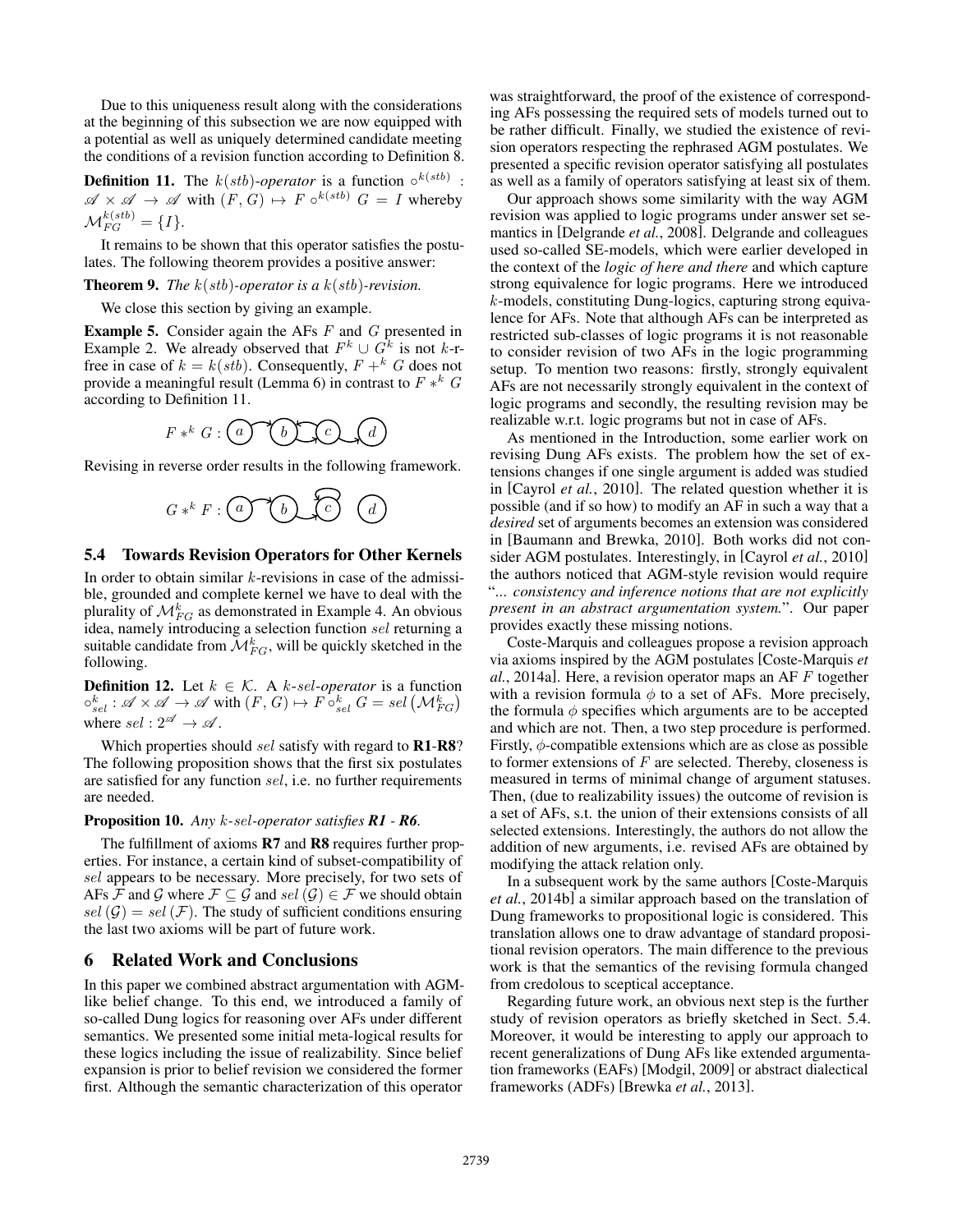Due to this uniqueness result along with the considerations at the beginning of this subsection we are now equipped with a potential as well as uniquely determined candidate meeting the conditions of a revision function according to Definition 8.

**Definition 11.** The $k(stb)$-*operator* is a function $\circ^{k(stb)}$ : $\mathscr{A} \times \mathscr{A} \to \mathscr{A}$ with $(F, G) \mapsto F \circ^{k(stb)} G = I$ whereby $\mathcal{M}_{FG}^{k(stb)} = \{I\}$.

It remains to be shown that this operator satisfies the postulates. The following theorem provides a positive answer:

**Theorem 9.** *The $k(stb)$-operator is a $k(stb)$-revision.*

We close this section by giving an example.

**Example 5.** Consider again the AFs $F$ and $G$ presented in Example 2. We already observed that $F^k \cup G^k$ is not $k$-r-free in case of $k = k(stb)$. Consequently, $F +^k G$ does not provide a meaningful result (Lemma 6) in contrast to $F *^k G$ according to Definition 11.

$F *^k G$ : (a) (b) (c) (d)

Revising in reverse order results in the following framework.

$G *^k F$ : (a) (b) (c) (d)

### 5.4 Towards Revision Operators for Other Kernels

In order to obtain similar $k$-revisions in case of the admissible, grounded and complete kernel we have to deal with the plurality of $\mathcal{M}_{FG}^k$ as demonstrated in Example 4. An obvious idea, namely introducing a selection function $sel$ returning a suitable candidate from $\mathcal{M}_{FG}^k$, will be quickly sketched in the following.

**Definition 12.** Let $k \in \mathcal{K}$. A $k$-$sel$-*operator* is a function $\circ_{sel}^k : \mathscr{A} \times \mathscr{A} \to \mathscr{A}$ with $(F, G) \mapsto F \circ_{sel}^k G = sel\left(\mathcal{M}_{FG}^k\right)$ where $sel : 2^{\mathscr{A}} \to \mathscr{A}$.

Which properties should $sel$ satisfy with regard to **R1**-**R8**? The following proposition shows that the first six postulates are satisfied for any function $sel$, i.e. no further requirements are needed.

**Proposition 10.** *Any $k$-$sel$-operator satisfies **R1** - **R6**.*

The fulfillment of axioms **R7** and **R8** requires further properties. For instance, a certain kind of subset-compatibility of $sel$ appears to be necessary. More precisely, for two sets of AFs $\mathcal{F}$ and $\mathcal{G}$ where $\mathcal{F} \subseteq \mathcal{G}$ and $sel(\mathcal{G}) \in \mathcal{F}$ we should obtain $sel(\mathcal{G}) = sel(\mathcal{F})$. The study of sufficient conditions ensuring the last two axioms will be part of future work.

## 6 Related Work and Conclusions

In this paper we combined abstract argumentation with AGM-like belief change. To this end, we introduced a family of so-called Dung logics for reasoning over AFs under different semantics. We presented some initial meta-logical results for these logics including the issue of realizability. Since belief expansion is prior to belief revision we considered the former first. Although the semantic characterization of this operator was straightforward, the proof of the existence of corresponding AFs possessing the required sets of models turned out to be rather difficult. Finally, we studied the existence of revision operators respecting the rephrased AGM postulates. We presented a specific revision operator satisfying all postulates as well as a family of operators satisfying at least six of them.

Our approach shows some similarity with the way AGM revision was applied to logic programs under answer set semantics in [Delgrande *et al.*, 2008]. Delgrande and colleagues used so-called SE-models, which were earlier developed in the context of the *logic of here and there* and which capture strong equivalence for logic programs. Here we introduced $k$-models, constituting Dung-logics, capturing strong equivalence for AFs. Note that although AFs can be interpreted as restricted sub-classes of logic programs it is not reasonable to consider revision of two AFs in the logic programming setup. To mention two reasons: firstly, strongly equivalent AFs are not necessarily strongly equivalent in the context of logic programs and secondly, the resulting revision may be realizable w.r.t. logic programs but not in case of AFs.

As mentioned in the Introduction, some earlier work on revising Dung AFs exists. The problem how the set of extensions changes if one single argument is added was studied in [Cayrol *et al.*, 2010]. The related question whether it is possible (and if so how) to modify an AF in such a way that a *desired* set of arguments becomes an extension was considered in [Baumann and Brewka, 2010]. Both works did not consider AGM postulates. Interestingly, in [Cayrol *et al.*, 2010] the authors noticed that AGM-style revision would require "*... consistency and inference notions that are not explicitly present in an abstract argumentation system.*". Our paper provides exactly these missing notions.

Coste-Marquis and colleagues propose a revision approach via axioms inspired by the AGM postulates [Coste-Marquis *et al.*, 2014a]. Here, a revision operator maps an AF $F$ together with a revision formula $\phi$ to a set of AFs. More precisely, the formula $\phi$ specifies which arguments are to be accepted and which are not. Then, a two step procedure is performed. Firstly, $\phi$-compatible extensions which are as close as possible to former extensions of $F$ are selected. Thereby, closeness is measured in terms of minimal change of argument statuses. Then, (due to realizability issues) the outcome of revision is a set of AFs, s.t. the union of their extensions consists of all selected extensions. Interestingly, the authors do not allow the addition of new arguments, i.e. revised AFs are obtained by modifying the attack relation only.

In a subsequent work by the same authors [Coste-Marquis *et al.*, 2014b] a similar approach based on the translation of Dung frameworks to propositional logic is considered. This translation allows one to draw advantage of standard propositional revision operators. The main difference to the previous work is that the semantics of the revising formula changed from credolous to sceptical acceptance.

Regarding future work, an obvious next step is the further study of revision operators as briefly sketched in Sect. 5.4. Moreover, it would be interesting to apply our approach to recent generalizations of Dung AFs like extended argumentation frameworks (EAFs) [Modgil, 2009] or abstract dialectical frameworks (ADFs) [Brewka *et al.*, 2013].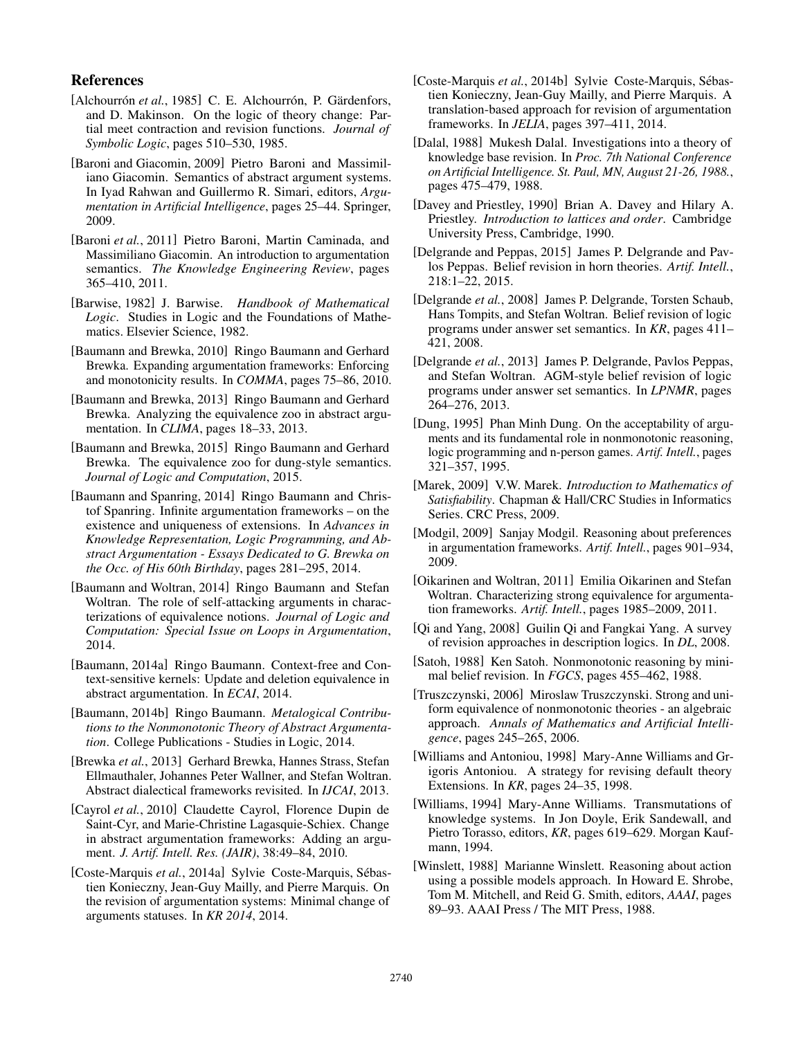## References

[Alchourrón *et al.*, 1985] C. E. Alchourrón, P. Gärdenfors, and D. Makinson. On the logic of theory change: Partial meet contraction and revision functions. *Journal of Symbolic Logic*, pages 510–530, 1985.

[Baroni and Giacomin, 2009] Pietro Baroni and Massimiliano Giacomin. Semantics of abstract argument systems. In Iyad Rahwan and Guillermo R. Simari, editors, *Argumentation in Artificial Intelligence*, pages 25–44. Springer, 2009.

[Baroni *et al.*, 2011] Pietro Baroni, Martin Caminada, and Massimiliano Giacomin. An introduction to argumentation semantics. *The Knowledge Engineering Review*, pages 365–410, 2011.

[Barwise, 1982] J. Barwise. *Handbook of Mathematical Logic*. Studies in Logic and the Foundations of Mathematics. Elsevier Science, 1982.

[Baumann and Brewka, 2010] Ringo Baumann and Gerhard Brewka. Expanding argumentation frameworks: Enforcing and monotonicity results. In *COMMA*, pages 75–86, 2010.

[Baumann and Brewka, 2013] Ringo Baumann and Gerhard Brewka. Analyzing the equivalence zoo in abstract argumentation. In *CLIMA*, pages 18–33, 2013.

[Baumann and Brewka, 2015] Ringo Baumann and Gerhard Brewka. The equivalence zoo for dung-style semantics. *Journal of Logic and Computation*, 2015.

[Baumann and Spanring, 2014] Ringo Baumann and Christof Spanring. Infinite argumentation frameworks – on the existence and uniqueness of extensions. In *Advances in Knowledge Representation, Logic Programming, and Abstract Argumentation - Essays Dedicated to G. Brewka on the Occ. of His 60th Birthday*, pages 281–295, 2014.

[Baumann and Woltran, 2014] Ringo Baumann and Stefan Woltran. The role of self-attacking arguments in characterizations of equivalence notions. *Journal of Logic and Computation: Special Issue on Loops in Argumentation*, 2014.

[Baumann, 2014a] Ringo Baumann. Context-free and Context-sensitive kernels: Update and deletion equivalence in abstract argumentation. In *ECAI*, 2014.

[Baumann, 2014b] Ringo Baumann. *Metalogical Contributions to the Nonmonotonic Theory of Abstract Argumentation*. College Publications - Studies in Logic, 2014.

[Brewka *et al.*, 2013] Gerhard Brewka, Hannes Strass, Stefan Ellmauthaler, Johannes Peter Wallner, and Stefan Woltran. Abstract dialectical frameworks revisited. In *IJCAI*, 2013.

[Cayrol *et al.*, 2010] Claudette Cayrol, Florence Dupin de Saint-Cyr, and Marie-Christine Lagasquie-Schiex. Change in abstract argumentation frameworks: Adding an argument. *J. Artif. Intell. Res. (JAIR)*, 38:49–84, 2010.

[Coste-Marquis *et al.*, 2014a] Sylvie Coste-Marquis, Sébastien Konieczny, Jean-Guy Mailly, and Pierre Marquis. On the revision of argumentation systems: Minimal change of arguments statuses. In *KR 2014*, 2014.

[Coste-Marquis *et al.*, 2014b] Sylvie Coste-Marquis, Sébastien Konieczny, Jean-Guy Mailly, and Pierre Marquis. A translation-based approach for revision of argumentation frameworks. In *JELIA*, pages 397–411, 2014.

[Dalal, 1988] Mukesh Dalal. Investigations into a theory of knowledge base revision. In *Proc. 7th National Conference on Artificial Intelligence. St. Paul, MN, August 21-26, 1988.*, pages 475–479, 1988.

[Davey and Priestley, 1990] Brian A. Davey and Hilary A. Priestley. *Introduction to lattices and order*. Cambridge University Press, Cambridge, 1990.

[Delgrande and Peppas, 2015] James P. Delgrande and Pavlos Peppas. Belief revision in horn theories. *Artif. Intell.*, 218:1–22, 2015.

[Delgrande *et al.*, 2008] James P. Delgrande, Torsten Schaub, Hans Tompits, and Stefan Woltran. Belief revision of logic programs under answer set semantics. In *KR*, pages 411–421, 2008.

[Delgrande *et al.*, 2013] James P. Delgrande, Pavlos Peppas, and Stefan Woltran. AGM-style belief revision of logic programs under answer set semantics. In *LPNMR*, pages 264–276, 2013.

[Dung, 1995] Phan Minh Dung. On the acceptability of arguments and its fundamental role in nonmonotonic reasoning, logic programming and n-person games. *Artif. Intell.*, pages 321–357, 1995.

[Marek, 2009] V.W. Marek. *Introduction to Mathematics of Satisfiability*. Chapman & Hall/CRC Studies in Informatics Series. CRC Press, 2009.

[Modgil, 2009] Sanjay Modgil. Reasoning about preferences in argumentation frameworks. *Artif. Intell.*, pages 901–934, 2009.

[Oikarinen and Woltran, 2011] Emilia Oikarinen and Stefan Woltran. Characterizing strong equivalence for argumentation frameworks. *Artif. Intell.*, pages 1985–2009, 2011.

[Qi and Yang, 2008] Guilin Qi and Fangkai Yang. A survey of revision approaches in description logics. In *DL*, 2008.

[Satoh, 1988] Ken Satoh. Nonmonotonic reasoning by minimal belief revision. In *FGCS*, pages 455–462, 1988.

[Truszczynski, 2006] Miroslaw Truszczynski. Strong and uniform equivalence of nonmonotonic theories - an algebraic approach. *Annals of Mathematics and Artificial Intelligence*, pages 245–265, 2006.

[Williams and Antoniou, 1998] Mary-Anne Williams and Grigoris Antoniou. A strategy for revising default theory Extensions. In *KR*, pages 24–35, 1998.

[Williams, 1994] Mary-Anne Williams. Transmutations of knowledge systems. In Jon Doyle, Erik Sandewall, and Pietro Torasso, editors, *KR*, pages 619–629. Morgan Kaufmann, 1994.

[Winslett, 1988] Marianne Winslett. Reasoning about action using a possible models approach. In Howard E. Shrobe, Tom M. Mitchell, and Reid G. Smith, editors, *AAAI*, pages 89–93. AAAI Press / The MIT Press, 1988.